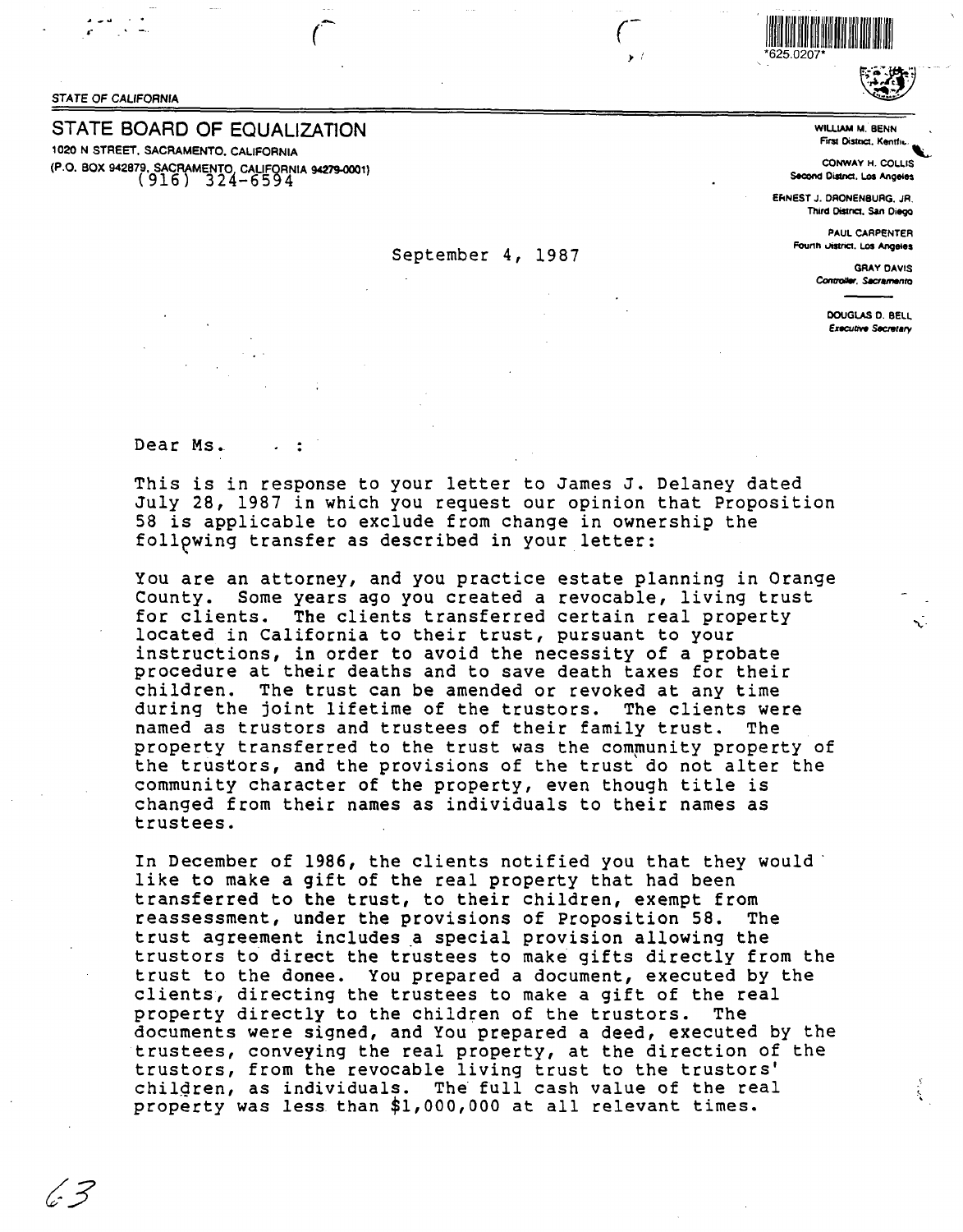STATE OF CALIFORNIA

# STATE BOARD OF EQUALIZATION

1020 N STREET, SACRAMENTO, CALIFORNIA
(P.O. BOX 942879, SACRAMENTO, CALIFORNIA 94279-0001)
(916) 324-6594

WILLIAM M. BENNETT
First District, Kentfield

CONWAY H. COLLIS
Second District, Los Angeles

ERNEST J. DRONENBURG, JR.
Third District, San Diego

PAUL CARPENTER
Fourth District, Los Angeles

GRAY DAVIS
*Controller, Sacramento*

DOUGLAS D. BELL
*Executive Secretary*

*625.0207*

September 4, 1987

Dear Ms. :

This is in response to your letter to James J. Delaney dated July 28, 1987 in which you request our opinion that Proposition 58 is applicable to exclude from change in ownership the following transfer as described in your letter:

You are an attorney, and you practice estate planning in Orange County. Some years ago you created a revocable, living trust for clients. The clients transferred certain real property located in California to their trust, pursuant to your instructions, in order to avoid the necessity of a probate procedure at their deaths and to save death taxes for their children. The trust can be amended or revoked at any time during the joint lifetime of the trustors. The clients were named as trustors and trustees of their family trust. The property transferred to the trust was the community property of the trustors, and the provisions of the trust do not alter the community character of the property, even though title is changed from their names as individuals to their names as trustees.

In December of 1986, the clients notified you that they would like to make a gift of the real property that had been transferred to the trust, to their children, exempt from reassessment, under the provisions of Proposition 58. The trust agreement includes a special provision allowing the trustors to direct the trustees to make gifts directly from the trust to the donee. You prepared a document, executed by the clients, directing the trustees to make a gift of the real property directly to the children of the trustors. The documents were signed, and You prepared a deed, executed by the trustees, conveying the real property, at the direction of the trustors, from the revocable living trust to the trustors' children, as individuals. The full cash value of the real property was less than $1,000,000 at all relevant times.

63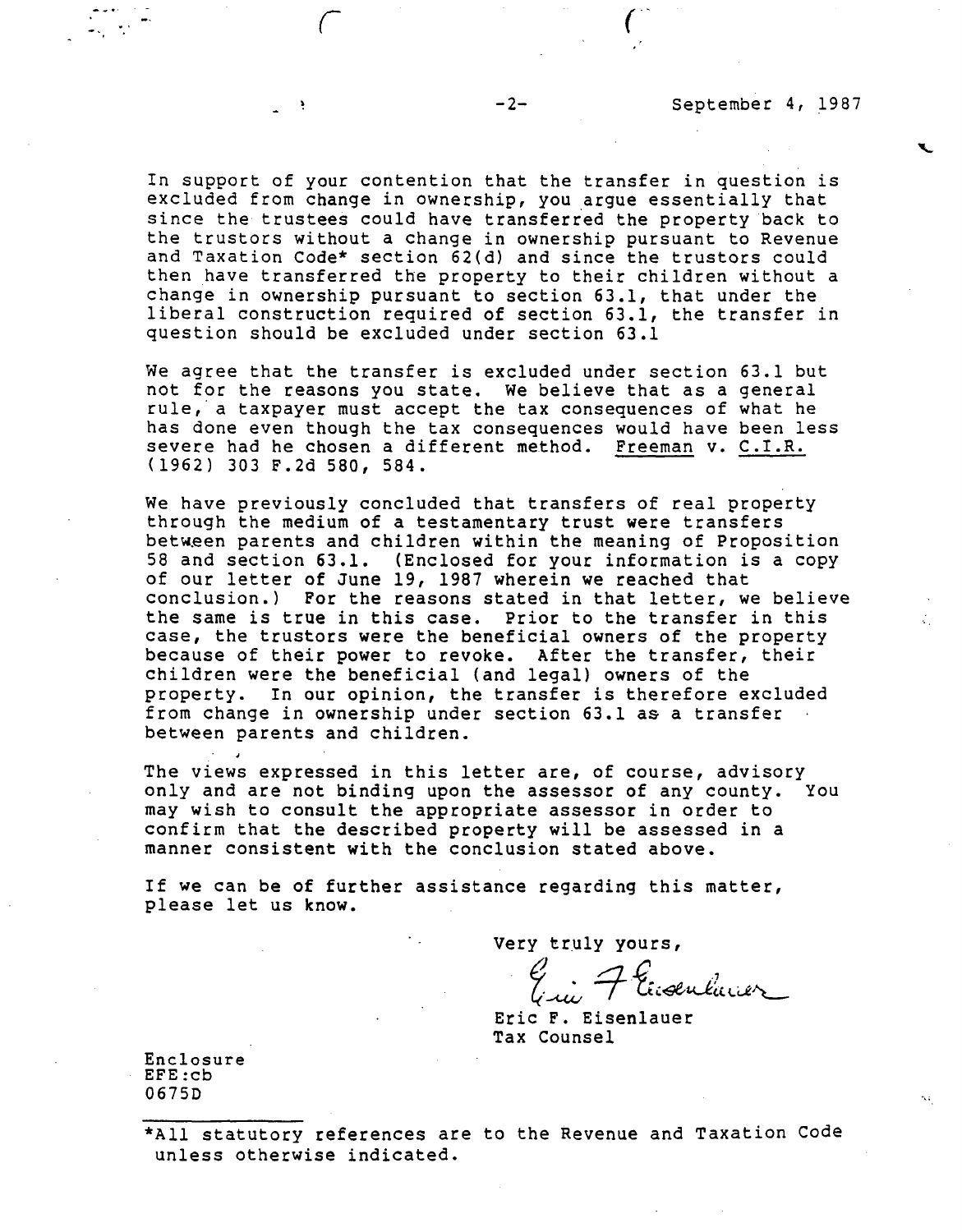In support of your contention that the transfer in question is excluded from change in ownership, you argue essentially that since the trustees could have transferred the property back to the trustors without a change in ownership pursuant to Revenue and Taxation Code* section 62(d) and since the trustors could then have transferred the property to their children without a change in ownership pursuant to section 63.1, that under the liberal construction required of section 63.1, the transfer in question should be excluded under section 63.1

We agree that the transfer is excluded under section 63.1 but not for the reasons you state. We believe that as a general rule, a taxpayer must accept the tax consequences of what he has done even though the tax consequences would have been less severe had he chosen a different method. Freeman v. C.I.R. (1962) 303 F.2d 580, 584.

We have previously concluded that transfers of real property through the medium of a testamentary trust were transfers between parents and children within the meaning of Proposition 58 and section 63.1. (Enclosed for your information is a copy of our letter of June 19, 1987 wherein we reached that conclusion.) For the reasons stated in that letter, we believe the same is true in this case. Prior to the transfer in this case, the trustors were the beneficial owners of the property because of their power to revoke. After the transfer, their children were the beneficial (and legal) owners of the property. In our opinion, the transfer is therefore excluded from change in ownership under section 63.1 as a transfer between parents and children.

The views expressed in this letter are, of course, advisory only and are not binding upon the assessor of any county. You may wish to consult the appropriate assessor in order to confirm that the described property will be assessed in a manner consistent with the conclusion stated above.

If we can be of further assistance regarding this matter, please let us know.

Very truly yours,

Eric F. Eisenlauer
Tax Counsel

Enclosure
EFE:cb
0675D

*All statutory references are to the Revenue and Taxation Code unless otherwise indicated.